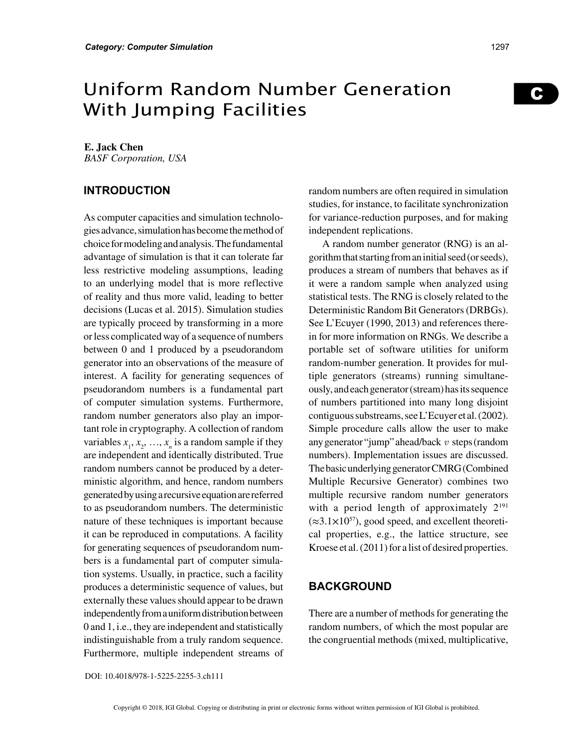# Uniform Random Number Generation With Jumping Facilities

**E. Jack Chen**
*BASF Corporation, USA*

## INTRODUCTION

As computer capacities and simulation technologies advance, simulation has become the method of choice for modeling and analysis. The fundamental advantage of simulation is that it can tolerate far less restrictive modeling assumptions, leading to an underlying model that is more reflective of reality and thus more valid, leading to better decisions (Lucas et al. 2015). Simulation studies are typically proceed by transforming in a more or less complicated way of a sequence of numbers between 0 and 1 produced by a pseudorandom generator into an observations of the measure of interest. A facility for generating sequences of pseudorandom numbers is a fundamental part of computer simulation systems. Furthermore, random number generators also play an important role in cryptography. A collection of random variables $x_1, x_2, \ldots, x_n$ is a random sample if they are independent and identically distributed. True random numbers cannot be produced by a deterministic algorithm, and hence, random numbers generated by using a recursive equation are referred to as pseudorandom numbers. The deterministic nature of these techniques is important because it can be reproduced in computations. A facility for generating sequences of pseudorandom numbers is a fundamental part of computer simulation systems. Usually, in practice, such a facility produces a deterministic sequence of values, but externally these values should appear to be drawn independently from a uniform distribution between 0 and 1, i.e., they are independent and statistically indistinguishable from a truly random sequence. Furthermore, multiple independent streams of random numbers are often required in simulation studies, for instance, to facilitate synchronization for variance-reduction purposes, and for making independent replications.

A random number generator (RNG) is an algorithm that starting from an initial seed (or seeds), produces a stream of numbers that behaves as if it were a random sample when analyzed using statistical tests. The RNG is closely related to the Deterministic Random Bit Generators (DRBGs). See L'Ecuyer (1990, 2013) and references therein for more information on RNGs. We describe a portable set of software utilities for uniform random-number generation. It provides for multiple generators (streams) running simultaneously, and each generator (stream) has its sequence of numbers partitioned into many long disjoint contiguous substreams, see L'Ecuyer et al. (2002). Simple procedure calls allow the user to make any generator "jump" ahead/back $v$ steps (random numbers). Implementation issues are discussed. The basic underlying generator CMRG (Combined Multiple Recursive Generator) combines two multiple recursive random number generators with a period length of approximately $2^{191}$ ($\approx 3.1\times10^{57}$), good speed, and excellent theoretical properties, e.g., the lattice structure, see Kroese et al. (2011) for a list of desired properties.

## BACKGROUND

There are a number of methods for generating the random numbers, of which the most popular are the congruential methods (mixed, multiplicative,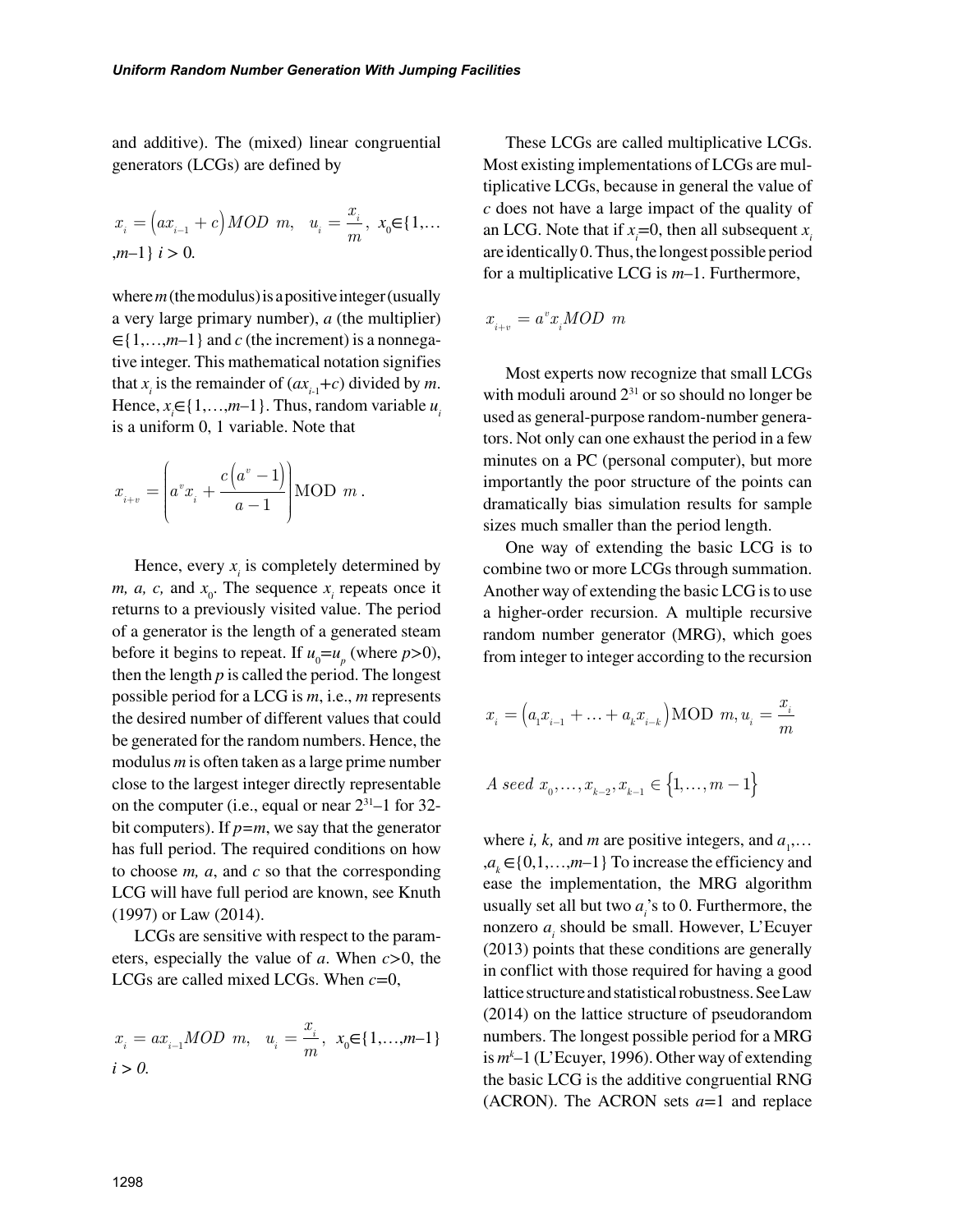and additive). The (mixed) linear congruential generators (LCGs) are defined by

$$x_i = \left(ax_{i-1} + c\right) MOD\ m, \quad u_i = \frac{x_i}{m}, \ x_0 \in \{1,\ldots,m-1\}\ i > 0.$$

where $m$ (the modulus) is a positive integer (usually a very large primary number), $a$ (the multiplier) $\in\{1,\ldots,m-1\}$ and $c$ (the increment) is a nonnegative integer. This mathematical notation signifies that $x_i$ is the remainder of $(ax_{i-1}+c)$ divided by $m$. Hence, $x_i \in \{1,\ldots,m-1\}$. Thus, random variable $u_i$ is a uniform 0, 1 variable. Note that

$$x_{i+v} = \left(a^v x_i + \frac{c\left(a^v - 1\right)}{a-1}\right) \text{MOD } m\,.$$

Hence, every $x_i$ is completely determined by $m$, $a$, $c$, and $x_0$. The sequence $x_i$ repeats once it returns to a previously visited value. The period of a generator is the length of a generated steam before it begins to repeat. If $u_0 = u_p$ (where $p > 0$), then the length $p$ is called the period. The longest possible period for a LCG is $m$, i.e., $m$ represents the desired number of different values that could be generated for the random numbers. Hence, the modulus $m$ is often taken as a large prime number close to the largest integer directly representable on the computer (i.e., equal or near $2^{31}-1$ for 32-bit computers). If $p = m$, we say that the generator has full period. The required conditions on how to choose $m$, $a$, and $c$ so that the corresponding LCG will have full period are known, see Knuth (1997) or Law (2014).

LCGs are sensitive with respect to the parameters, especially the value of $a$. When $c > 0$, the LCGs are called mixed LCGs. When $c = 0$,

$$x_i = ax_{i-1} MOD\ m, \quad u_i = \frac{x_i}{m}, \ x_0 \in \{1,\ldots,m-1\}\ i > 0.$$

These LCGs are called multiplicative LCGs. Most existing implementations of LCGs are multiplicative LCGs, because in general the value of $c$ does not have a large impact of the quality of an LCG. Note that if $x_i = 0$, then all subsequent $x_i$ are identically 0. Thus, the longest possible period for a multiplicative LCG is $m-1$. Furthermore,

$$x_{i+v} = a^v x_i MOD\ m$$

Most experts now recognize that small LCGs with moduli around $2^{31}$ or so should no longer be used as general-purpose random-number generators. Not only can one exhaust the period in a few minutes on a PC (personal computer), but more importantly the poor structure of the points can dramatically bias simulation results for sample sizes much smaller than the period length.

One way of extending the basic LCG is to combine two or more LCGs through summation. Another way of extending the basic LCG is to use a higher-order recursion. A multiple recursive random number generator (MRG), which goes from integer to integer according to the recursion

$$x_i = \left(a_1 x_{i-1} + \ldots + a_k x_{i-k}\right) \text{MOD } m, u_i = \frac{x_i}{m}$$

$$A\ seed\ x_0, \ldots, x_{k-2}, x_{k-1} \in \left\{1, \ldots, m-1\right\}$$

where $i$, $k$, and $m$ are positive integers, and $a_1,\ldots,a_k \in \{0,1,\ldots,m-1\}$ To increase the efficiency and ease the implementation, the MRG algorithm usually set all but two $a_i$'s to 0. Furthermore, the nonzero $a_i$ should be small. However, L'Ecuyer (2013) points that these conditions are generally in conflict with those required for having a good lattice structure and statistical robustness. See Law (2014) on the lattice structure of pseudorandom numbers. The longest possible period for a MRG is $m^k-1$ (L'Ecuyer, 1996). Other way of extending the basic LCG is the additive congruential RNG (ACRON). The ACRON sets $a=1$ and replace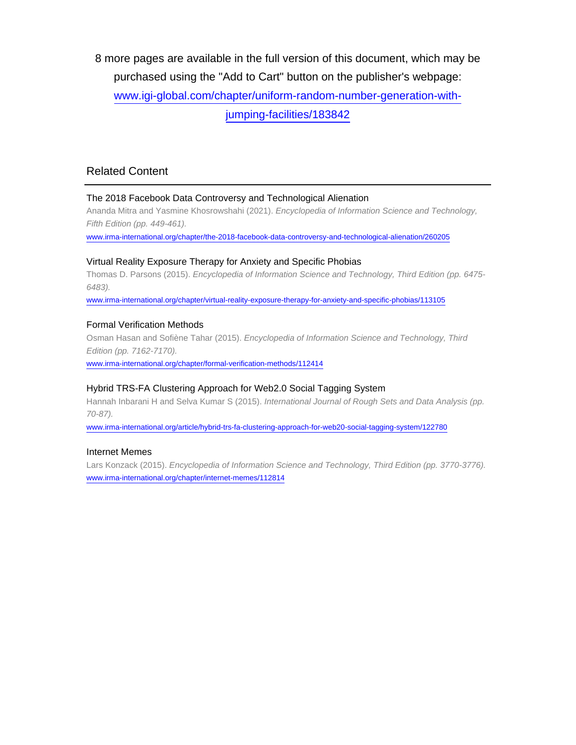8 more pages are available in the full version of this document, which may be purchased using the "Add to Cart" button on the publisher's webpage: www.igi-global.com/chapter/uniform-random-number-generation-with-jumping-facilities/183842

## Related Content

The 2018 Facebook Data Controversy and Technological Alienation

Ananda Mitra and Yasmine Khosrowshahi (2021). *Encyclopedia of Information Science and Technology, Fifth Edition (pp. 449-461).*

www.irma-international.org/chapter/the-2018-facebook-data-controversy-and-technological-alienation/260205

Virtual Reality Exposure Therapy for Anxiety and Specific Phobias

Thomas D. Parsons (2015). *Encyclopedia of Information Science and Technology, Third Edition (pp. 6475-6483).*

www.irma-international.org/chapter/virtual-reality-exposure-therapy-for-anxiety-and-specific-phobias/113105

Formal Verification Methods

Osman Hasan and Sofiène Tahar (2015). *Encyclopedia of Information Science and Technology, Third Edition (pp. 7162-7170).*

www.irma-international.org/chapter/formal-verification-methods/112414

Hybrid TRS-FA Clustering Approach for Web2.0 Social Tagging System

Hannah Inbarani H and Selva Kumar S (2015). *International Journal of Rough Sets and Data Analysis (pp. 70-87).*

www.irma-international.org/article/hybrid-trs-fa-clustering-approach-for-web20-social-tagging-system/122780

Internet Memes

Lars Konzack (2015). *Encyclopedia of Information Science and Technology, Third Edition (pp. 3770-3776).*

www.irma-international.org/chapter/internet-memes/112814